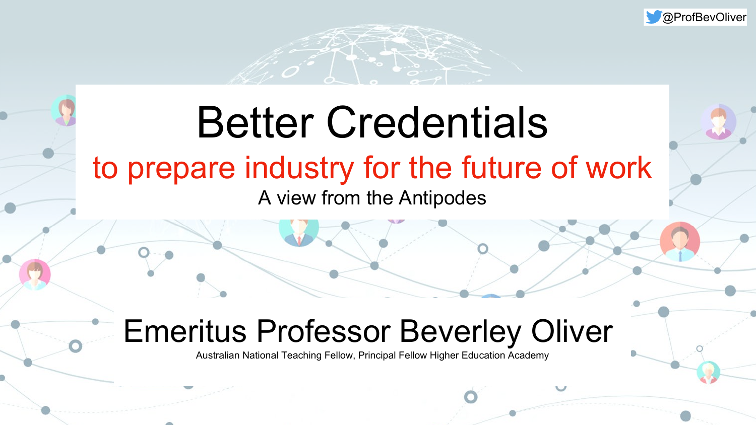@ProfBevOliver

# Better Credentials

## to prepare industry for the future of work

A view from the Antipodes

## Emeritus Professor Beverley Oliver

Australian National Teaching Fellow, Principal Fellow Higher Education Academy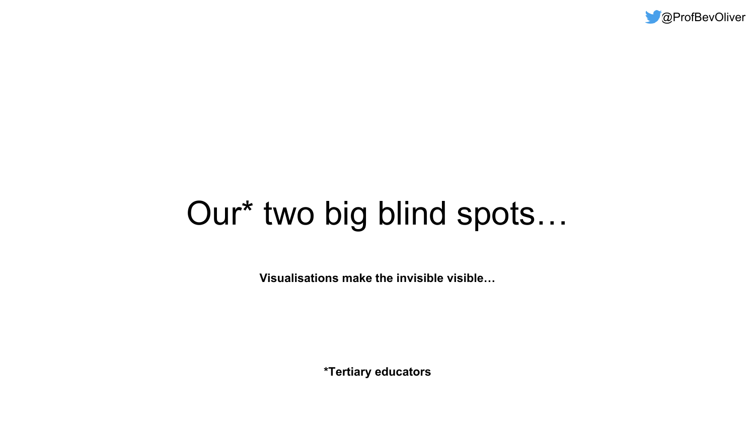# Our* two big blind spots…

**Visualisations make the invisible visible…**

***Tertiary educators**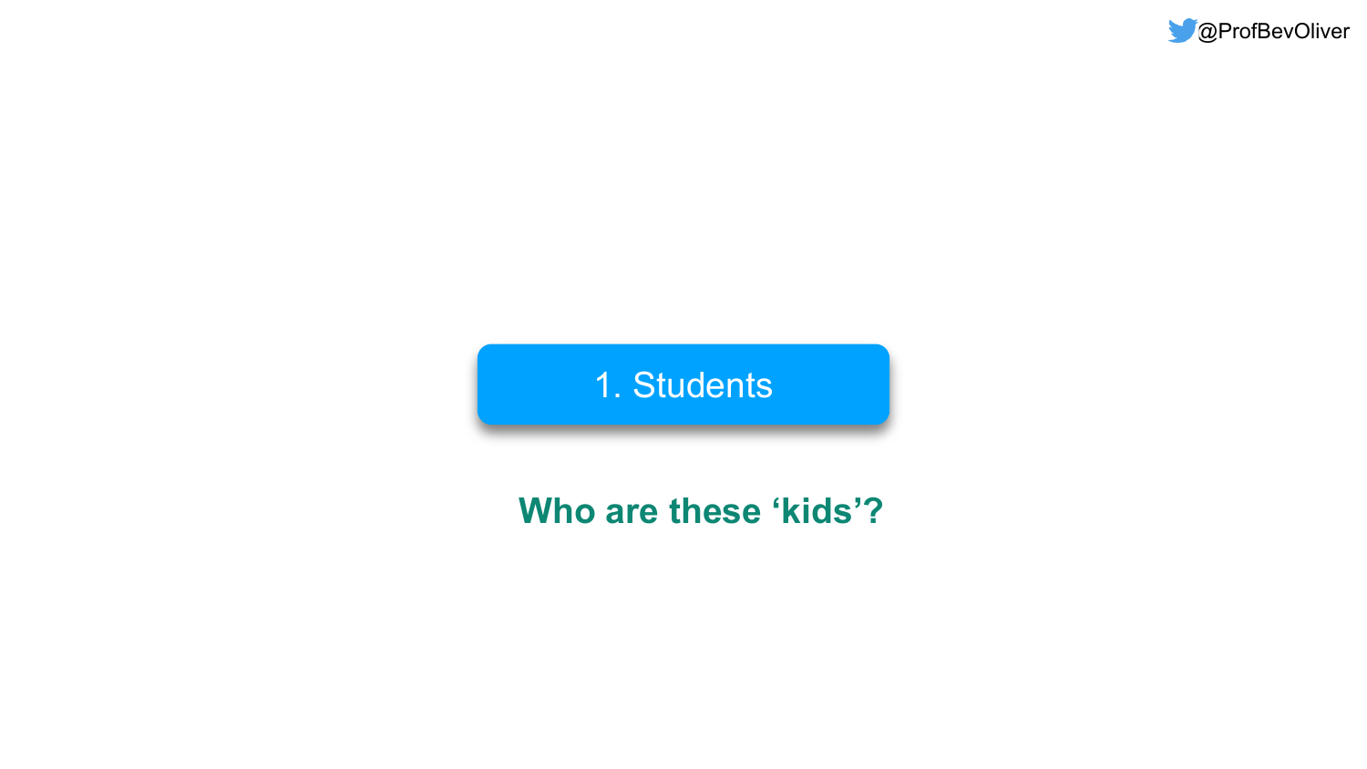# 1. Students

**Who are these ‘kids’?**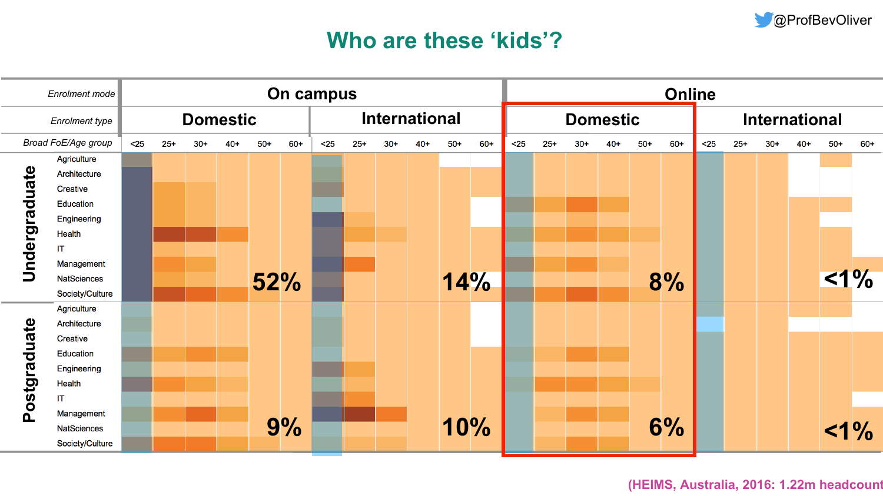@ProfBevOliver

# Who are these 'kids'?

| Enrolment mode | On campus | | Online | |
|---|---|---|---|---|
| Enrolment type | Domestic | International | Domestic | International |
| Broad FoE/Age group | <25, 25+, 30+, 40+, 50+, 60+ | <25, 25+, 30+, 40+, 50+, 60+ | <25, 25+, 30+, 40+, 50+, 60+ | <25, 25+, 30+, 40+, 50+, 60+ |
| **Undergraduate** (Agriculture, Architecture, Creative, Education, Engineering, Health, IT, Management, NatSciences, Society/Culture) | 52% | 14% | 8% | <1% |
| **Postgraduate** (Agriculture, Architecture, Creative, Education, Engineering, Health, IT, Management, NatSciences, Society/Culture) | 9% | 10% | 6% | <1% |

(HEIMS, Australia, 2016: 1.22m headcount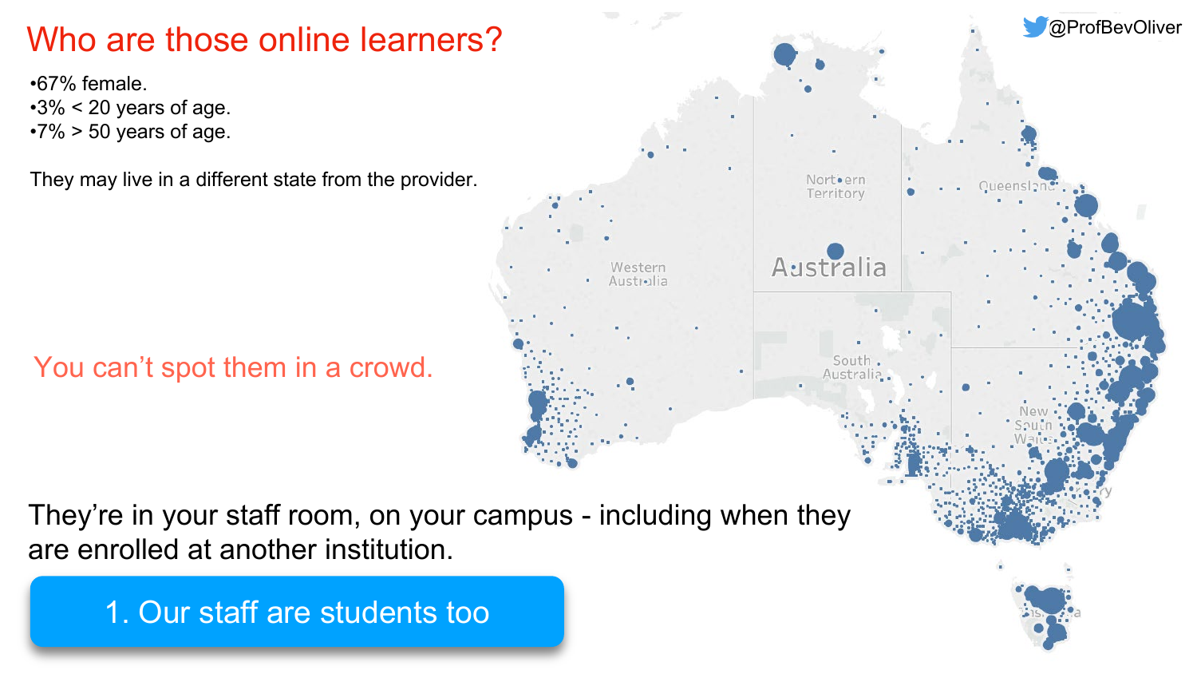# Who are those online learners?

- 67% female.
- 3% < 20 years of age.
- 7% > 50 years of age.

They may live in a different state from the provider.

You can't spot them in a crowd.

They're in your staff room, on your campus - including when they are enrolled at another institution.

1. Our staff are students too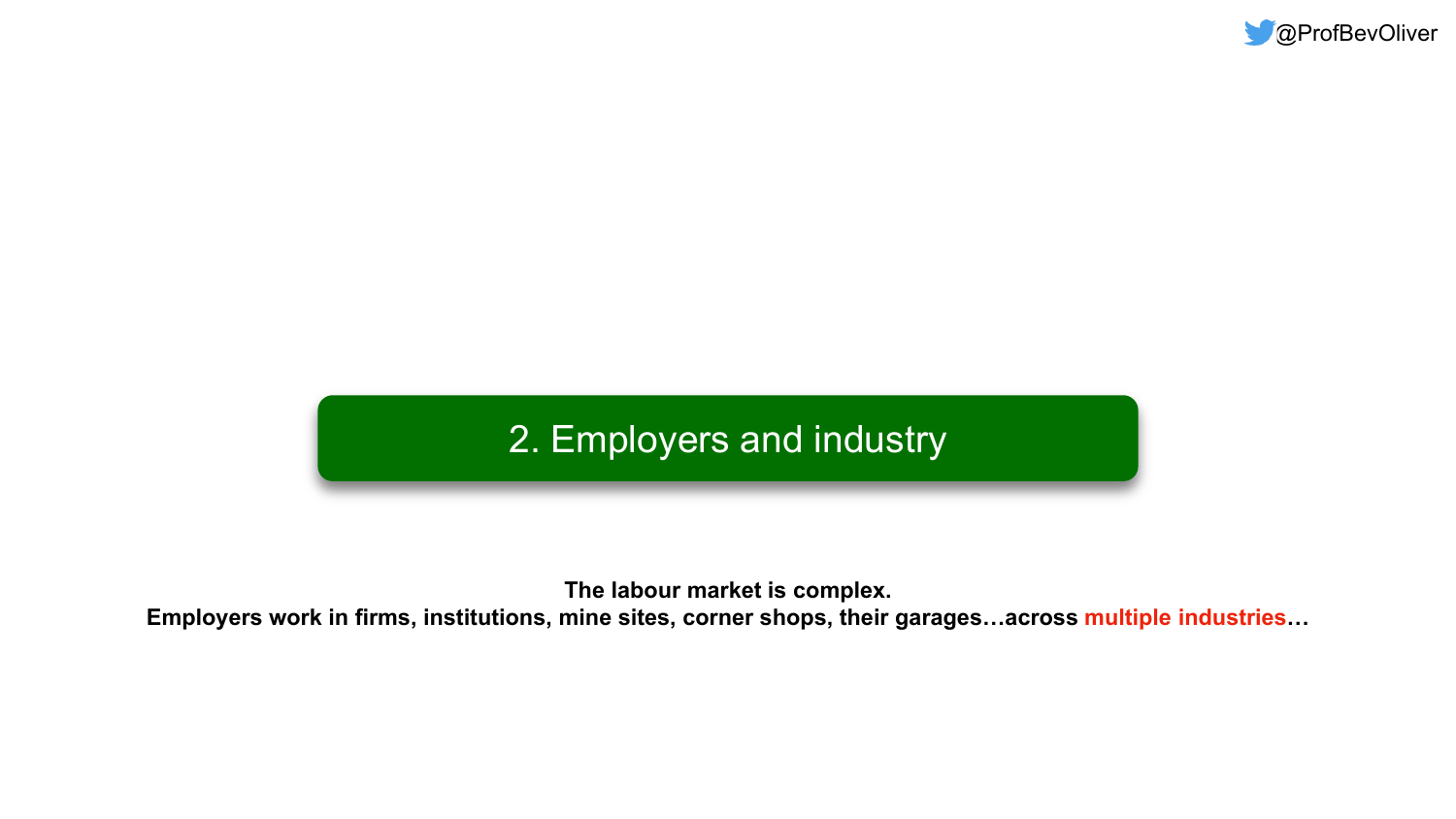## 2. Employers and industry

**The labour market is complex.**
**Employers work in firms, institutions, mine sites, corner shops, their garages…across multiple industries…**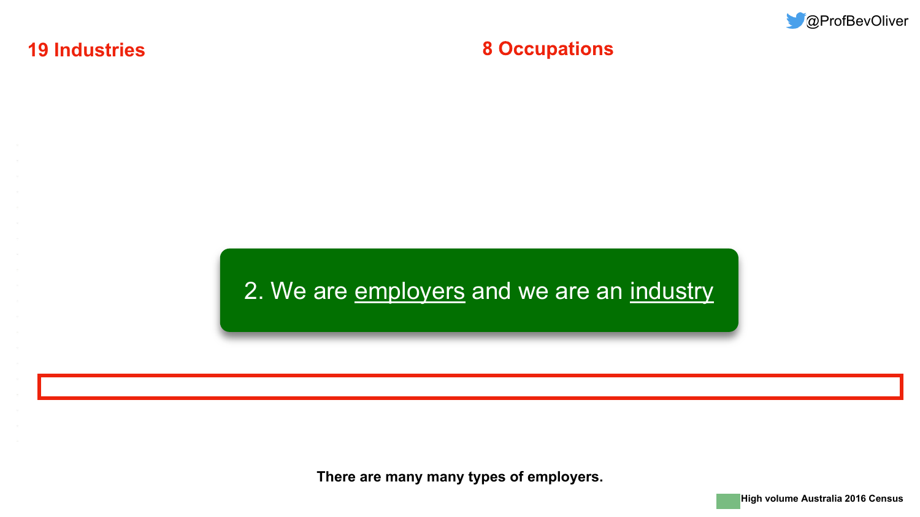## 19 Industries

## 8 Occupations

2. We are employers and we are an industry

**There are many many types of employers.**

**High volume Australia 2016 Census**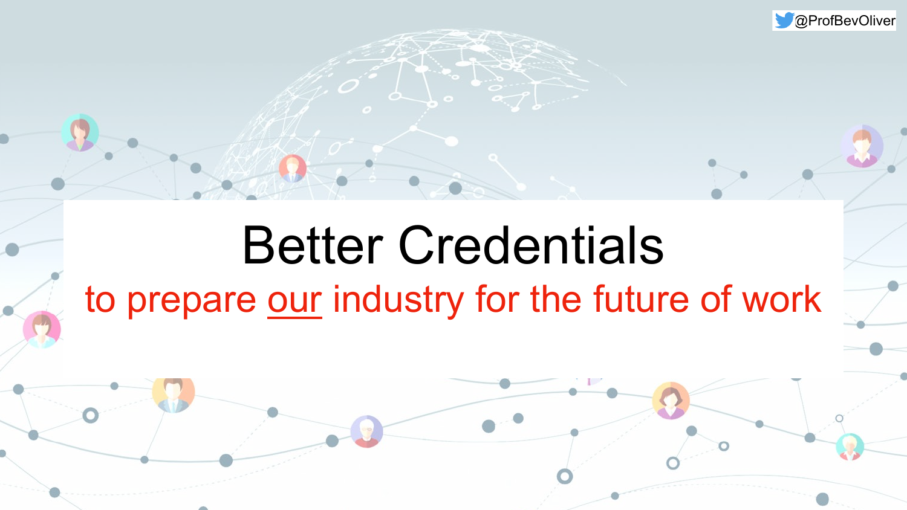# Better Credentials

## to prepare our industry for the future of work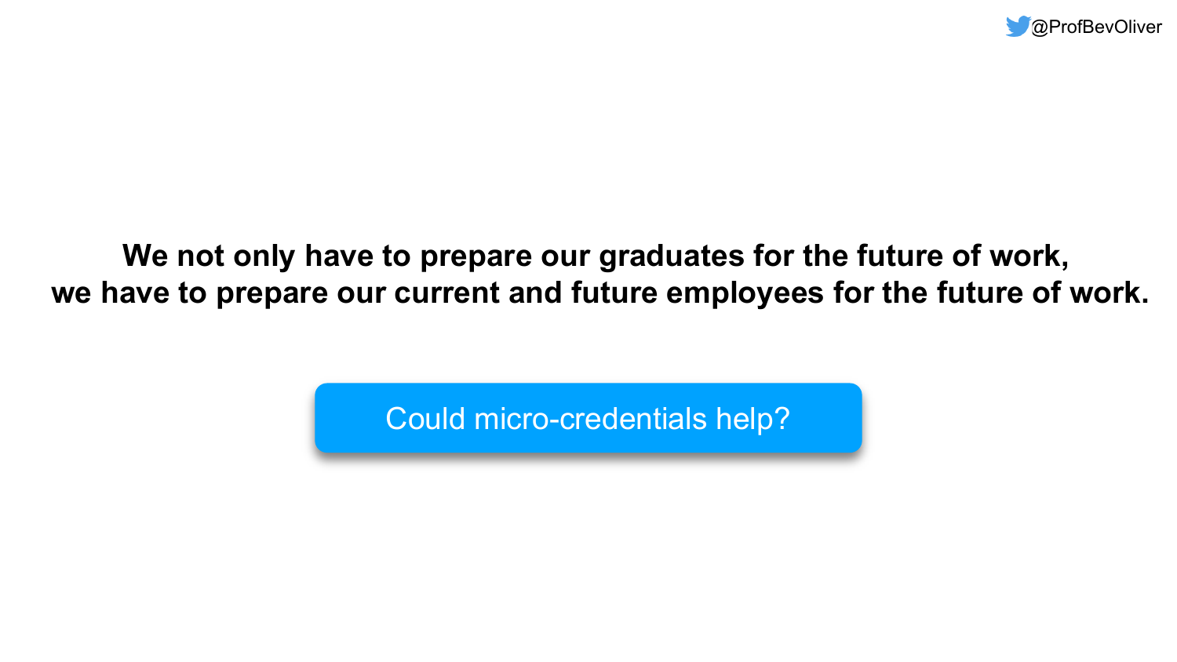**We not only have to prepare our graduates for the future of work, we have to prepare our current and future employees for the future of work.**

Could micro-credentials help?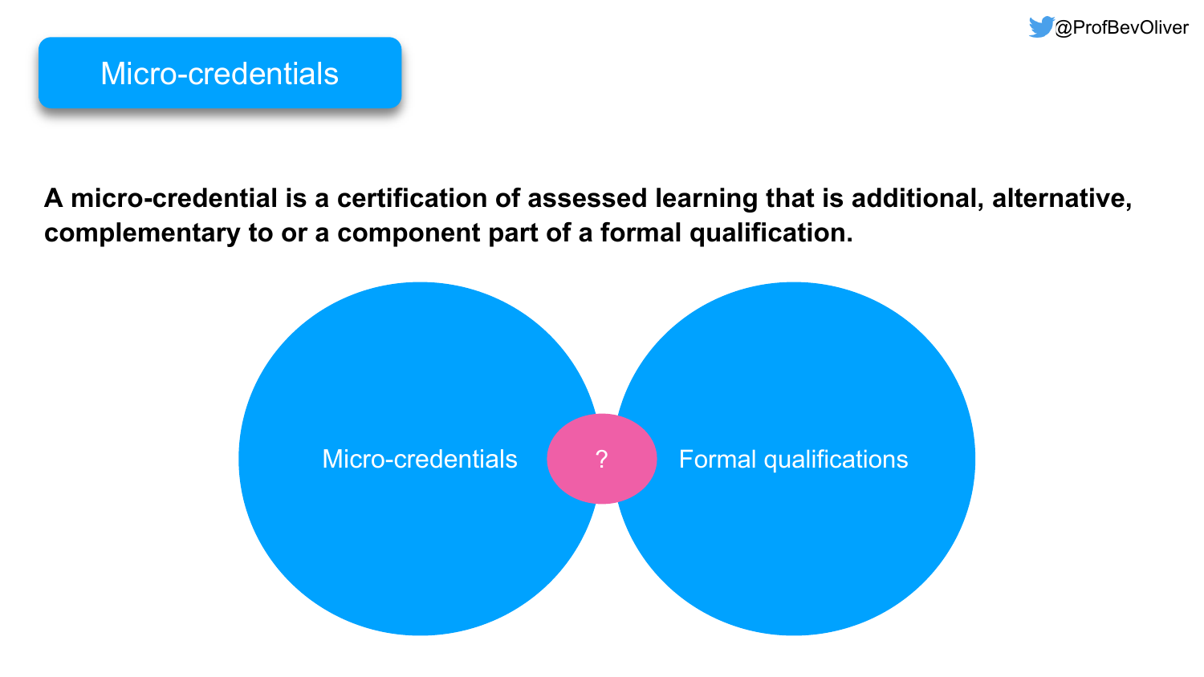# Micro-credentials

**A micro-credential is a certification of assessed learning that is additional, alternative, complementary to or a component part of a formal qualification.**

Micro-credentials

?

Formal qualifications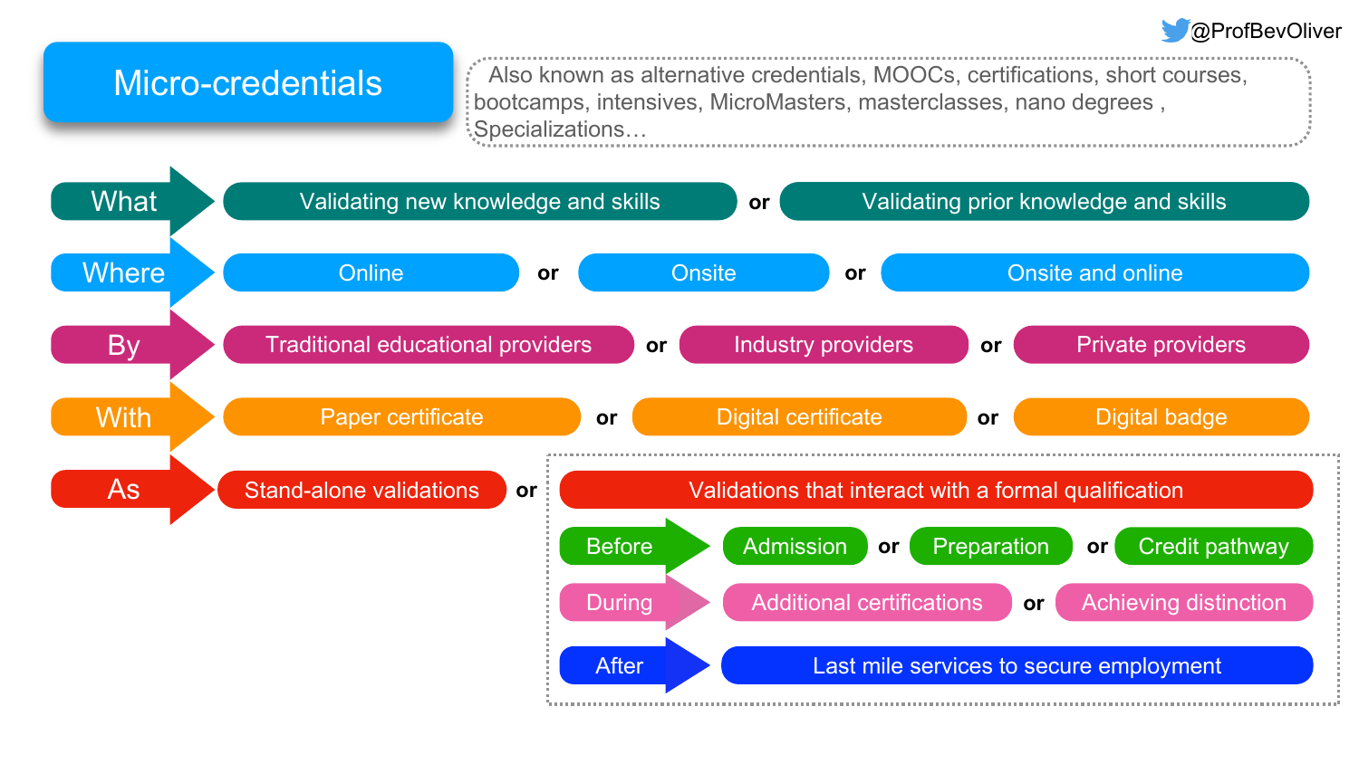@ProfBevOliver

# Micro-credentials

Also known as alternative credentials, MOOCs, certifications, short courses, bootcamps, intensives, MicroMasters, masterclasses, nano degrees , Specializations…

- **What** → Validating new knowledge and skills **or** Validating prior knowledge and skills
- **Where** → Online **or** Onsite **or** Onsite and online
- **By** → Traditional educational providers **or** Industry providers **or** Private providers
- **With** → Paper certificate **or** Digital certificate **or** Digital badge
- **As** → Stand-alone validations **or** Validations that interact with a formal qualification
  - **Before** → Admission **or** Preparation **or** Credit pathway
  - **During** → Additional certifications **or** Achieving distinction
  - **After** → Last mile services to secure employment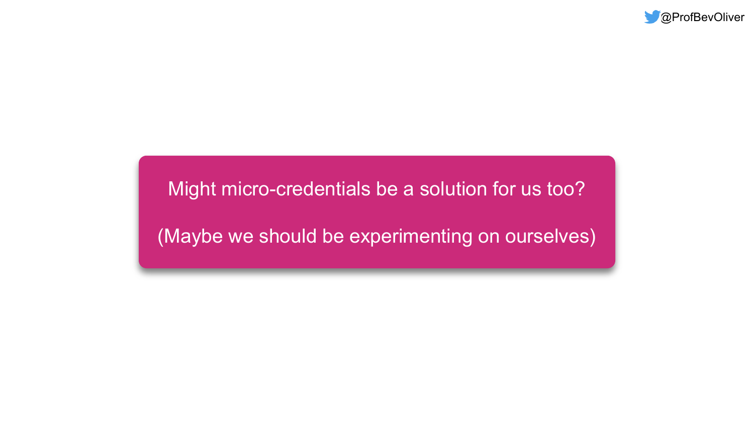Might micro-credentials be a solution for us too?

(Maybe we should be experimenting on ourselves)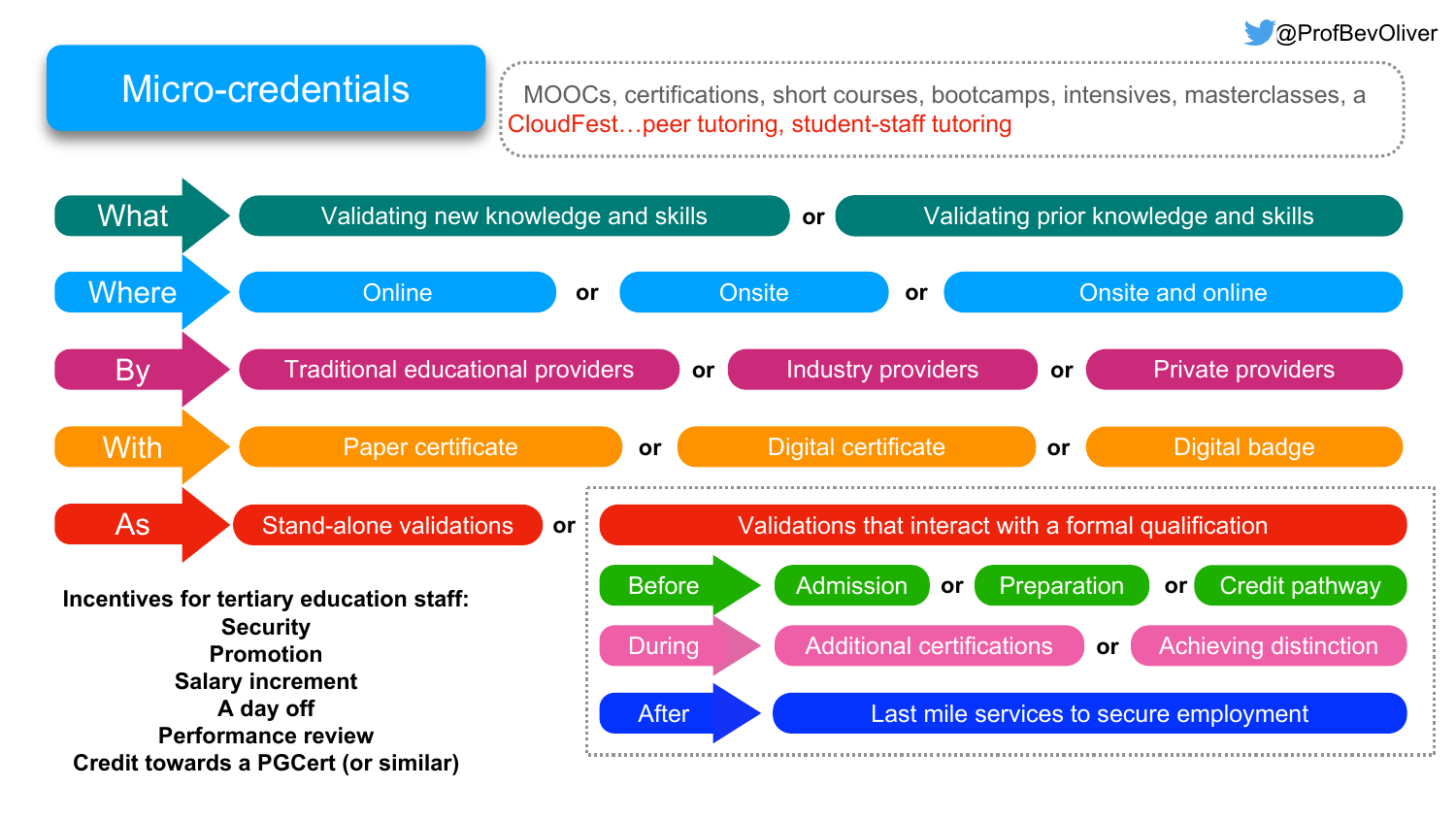@ProfBevOliver

# Micro-credentials

MOOCs, certifications, short courses, bootcamps, intensives, masterclasses, a CloudFest…peer tutoring, student-staff tutoring

**What** → Validating new knowledge and skills **or** Validating prior knowledge and skills

**Where** → Online **or** Onsite **or** Onsite and online

**By** → Traditional educational providers **or** Industry providers **or** Private providers

**With** → Paper certificate **or** Digital certificate **or** Digital badge

**As** → Stand-alone validations **or** Validations that interact with a formal qualification

- **Before** → Admission **or** Preparation **or** Credit pathway
- **During** → Additional certifications **or** Achieving distinction
- **After** → Last mile services to secure employment

**Incentives for tertiary education staff:**
**Security**
**Promotion**
**Salary increment**
**A day off**
**Performance review**
**Credit towards a PGCert (or similar)**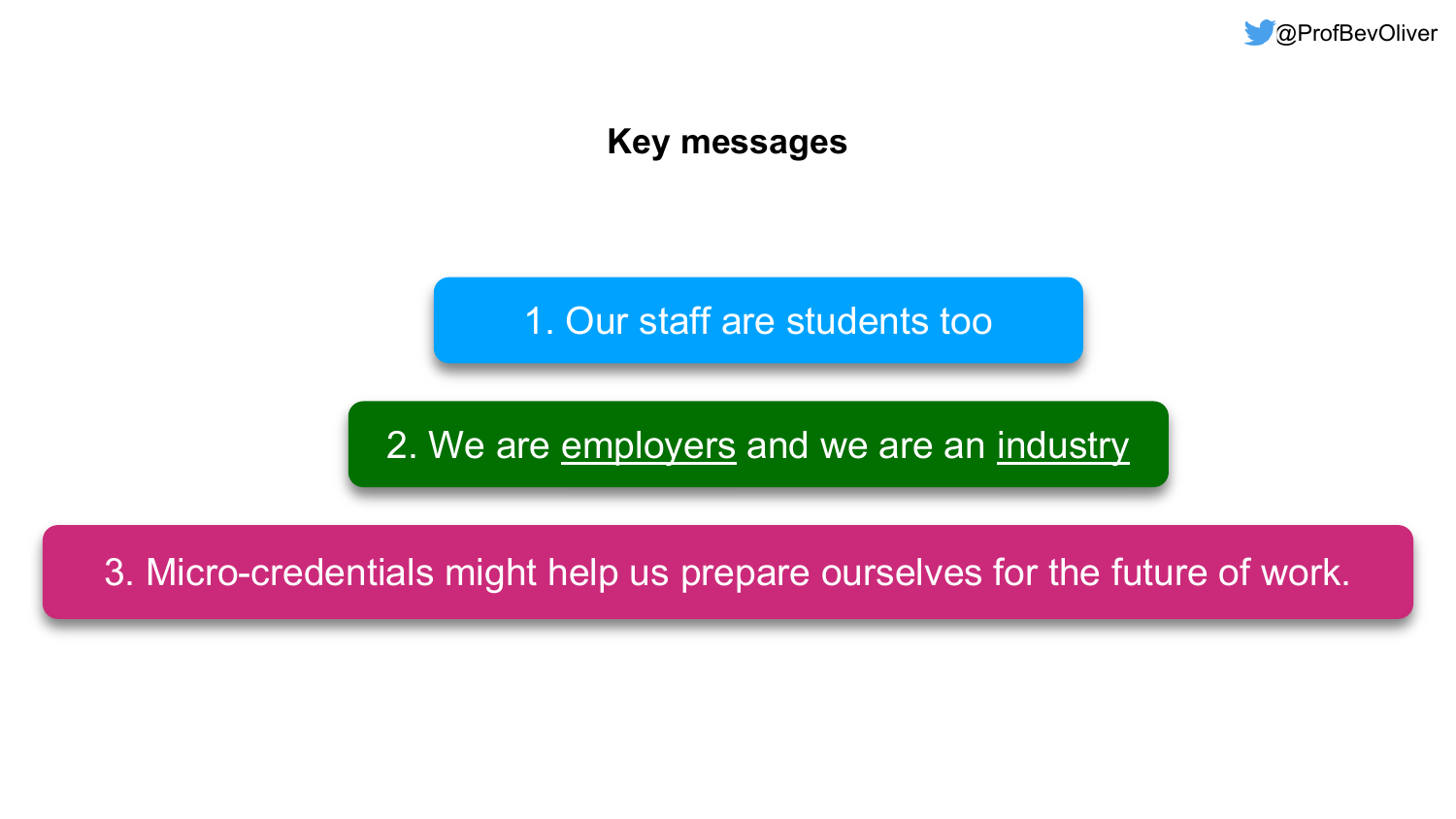## Key messages

1. Our staff are students too

2. We are <u>employers</u> and we are an <u>industry</u>

3. Micro-credentials might help us prepare ourselves for the future of work.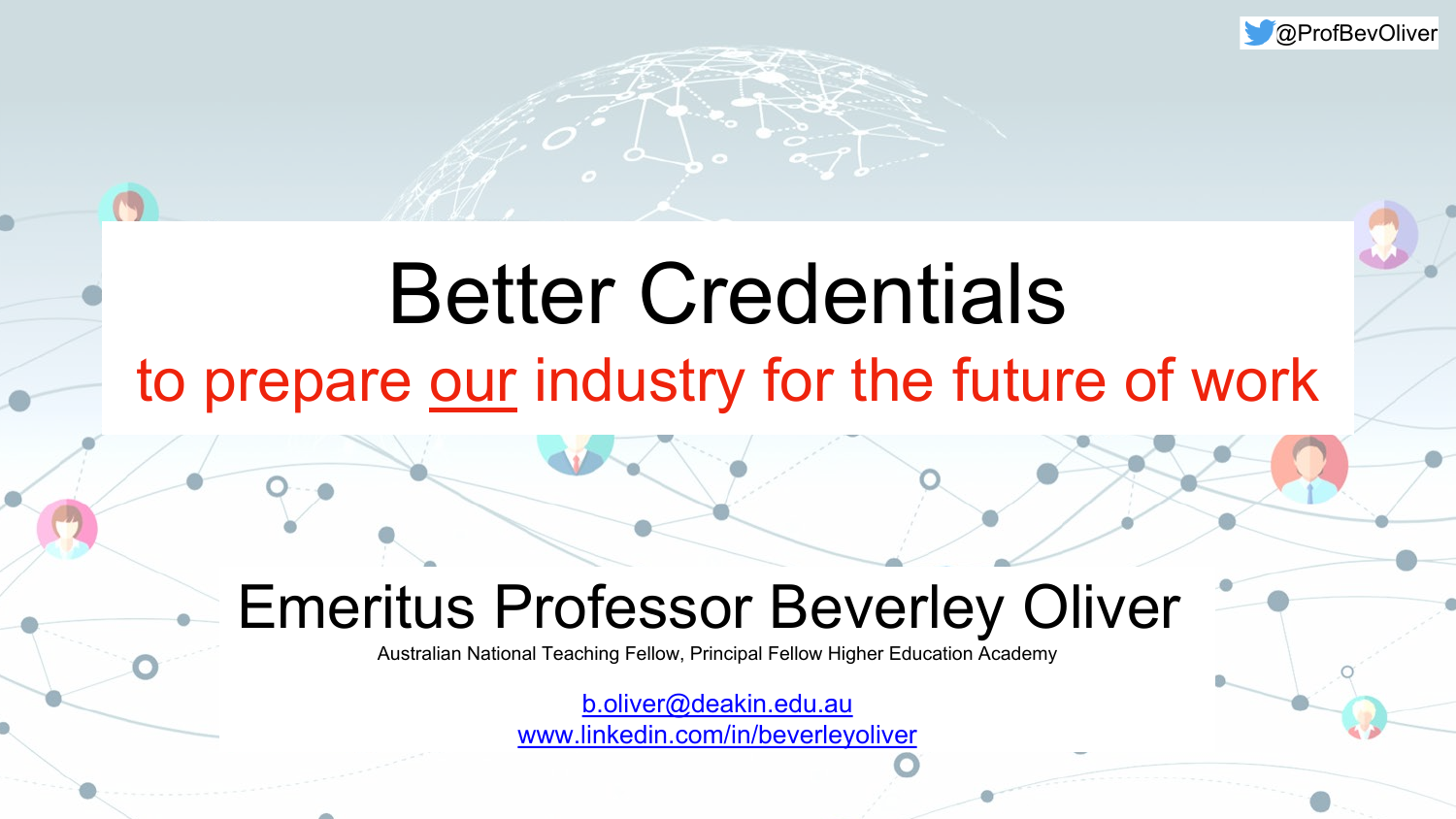@ProfBevOliver

# Better Credentials

## to prepare our industry for the future of work

Emeritus Professor Beverley Oliver

Australian National Teaching Fellow, Principal Fellow Higher Education Academy

b.oliver@deakin.edu.au
www.linkedin.com/in/beverleyoliver